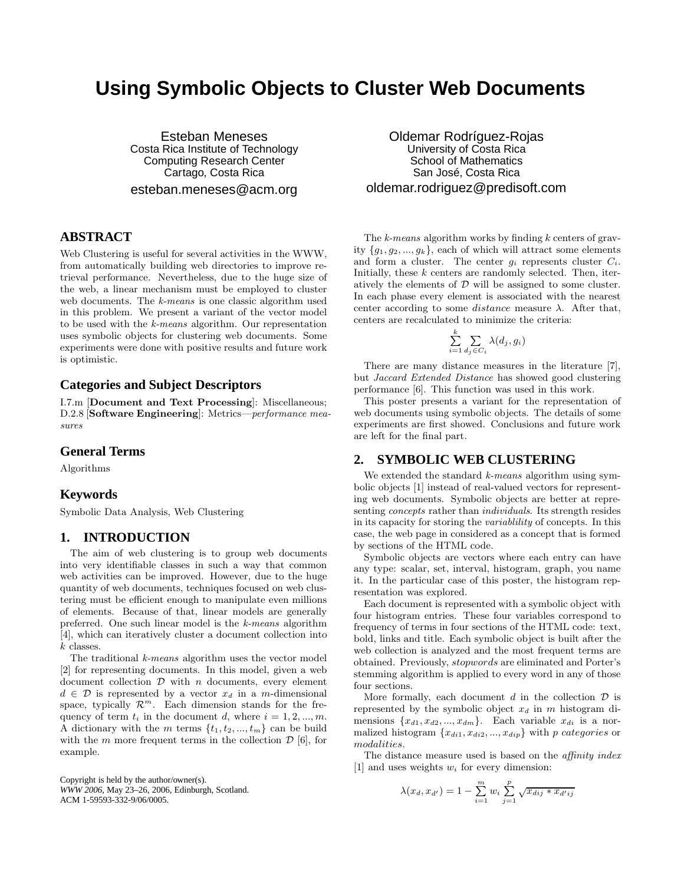# Using Symbolic Objects to Cluster Web Documents

Esteban Meneses
Costa Rica Institute of Technology
Computing Research Center
Cartago, Costa Rica
esteban.meneses@acm.org

Oldemar Rodríguez-Rojas
University of Costa Rica
School of Mathematics
San José, Costa Rica
oldemar.rodriguez@predisoft.com

## ABSTRACT

Web Clustering is useful for several activities in the WWW, from automatically building web directories to improve retrieval performance. Nevertheless, due to the huge size of the web, a linear mechanism must be employed to cluster web documents. The *k-means* is one classic algorithm used in this problem. We present a variant of the vector model to be used with the *k-means* algorithm. Our representation uses symbolic objects for clustering web documents. Some experiments were done with positive results and future work is optimistic.

### Categories and Subject Descriptors

I.7.m [**Document and Text Processing**]: Miscellaneous; D.2.8 [**Software Engineering**]: Metrics—*performance measures*

### General Terms

Algorithms

### Keywords

Symbolic Data Analysis, Web Clustering

## 1. INTRODUCTION

The aim of web clustering is to group web documents into very identifiable classes in such a way that common web activities can be improved. However, due to the huge quantity of web documents, techniques focused on web clustering must be efficient enough to manipulate even millions of elements. Because of that, linear models are generally preferred. One such linear model is the *k-means* algorithm [4], which can iteratively cluster a document collection into $k$ classes.

The traditional *k-means* algorithm uses the vector model [2] for representing documents. In this model, given a web document collection $\mathcal{D}$ with $n$ documents, every element $d \in \mathcal{D}$ is represented by a vector $x_d$ in a $m$-dimensional space, typically $\mathcal{R}^m$. Each dimension stands for the frequency of term $t_i$ in the document $d$, where $i = 1, 2, ..., m$. A dictionary with the $m$ terms $\{t_1, t_2, ..., t_m\}$ can be build with the $m$ more frequent terms in the collection $\mathcal{D}$ [6], for example.

The *k-means* algorithm works by finding $k$ centers of gravity $\{g_1, g_2, ..., g_k\}$, each of which will attract some elements and form a cluster. The center $g_i$ represents cluster $C_i$. Initially, these $k$ centers are randomly selected. Then, iteratively the elements of $\mathcal{D}$ will be assigned to some cluster. In each phase every element is associated with the nearest center according to some *distance* measure $\lambda$. After that, centers are recalculated to minimize the criteria:

$$\sum_{i=1}^{k} \sum_{d_j \in C_i} \lambda(d_j, g_i)$$

There are many distance measures in the literature [7], but *Jaccard Extended Distance* has showed good clustering performance [6]. This function was used in this work.

This poster presents a variant for the representation of web documents using symbolic objects. The details of some experiments are first showed. Conclusions and future work are left for the final part.

## 2. SYMBOLIC WEB CLUSTERING

We extended the standard *k-means* algorithm using symbolic objects [1] instead of real-valued vectors for representing web documents. Symbolic objects are better at representing *concepts* rather than *individuals*. Its strength resides in its capacity for storing the *variablility* of concepts. In this case, the web page in considered as a concept that is formed by sections of the HTML code.

Symbolic objects are vectors where each entry can have any type: scalar, set, interval, histogram, graph, you name it. In the particular case of this poster, the histogram representation was explored.

Each document is represented with a symbolic object with four histogram entries. These four variables correspond to frequency of terms in four sections of the HTML code: text, bold, links and title. Each symbolic object is built after the web collection is analyzed and the most frequent terms are obtained. Previously, *stopwords* are eliminated and Porter's stemming algorithm is applied to every word in any of those four sections.

More formally, each document $d$ in the collection $\mathcal{D}$ is represented by the symbolic object $x_d$ in $m$ histogram dimensions $\{x_{d1}, x_{d2}, ..., x_{dm}\}$. Each variable $x_{di}$ is a normalized histogram $\{x_{di1}, x_{di2}, ..., x_{dip}\}$ with $p$ *categories* or *modalities*.

The distance measure used is based on the *affinity index* [1] and uses weights $w_i$ for every dimension:

$$\lambda(x_d, x_{d'}) = 1 - \sum_{i=1}^{m} w_i \sum_{j=1}^{p} \sqrt{x_{dij} * x_{d'ij}}$$

Copyright is held by the author/owner(s).
*WWW 2006*, May 23–26, 2006, Edinburgh, Scotland.
ACM 1-59593-332-9/06/0005.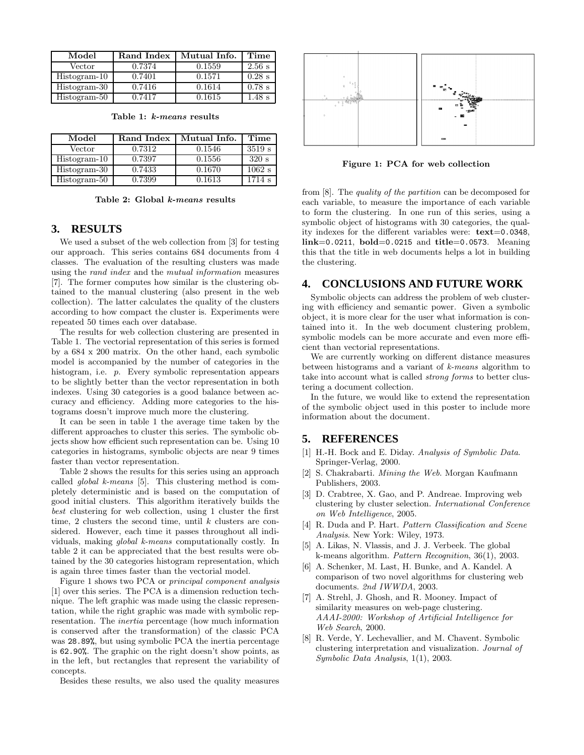| Model | Rand Index | Mutual Info. | Time |
|---|---|---|---|
| Vector | 0.7374 | 0.1559 | 2.56 s |
| Histogram-10 | 0.7401 | 0.1571 | 0.28 s |
| Histogram-30 | 0.7416 | 0.1614 | 0.78 s |
| Histogram-50 | 0.7417 | 0.1615 | 1.48 s |

**Table 1: *k-means* results**

| Model | Rand Index | Mutual Info. | Time |
|---|---|---|---|
| Vector | 0.7312 | 0.1546 | 3519 s |
| Histogram-10 | 0.7397 | 0.1556 | 320 s |
| Histogram-30 | 0.7433 | 0.1670 | 1062 s |
| Histogram-50 | 0.7399 | 0.1613 | 1714 s |

**Table 2: Global *k-means* results**

## 3. RESULTS

We used a subset of the web collection from [3] for testing our approach. This series contains 684 documents from 4 classes. The evaluation of the resulting clusters was made using the *rand index* and the *mutual information* measures [7]. The former computes how similar is the clustering obtained to the manual clustering (also present in the web collection). The latter calculates the quality of the clusters according to how compact the cluster is. Experiments were repeated 50 times each over database.

The results for web collection clustering are presented in Table 1. The vectorial representation of this series is formed by a 684 x 200 matrix. On the other hand, each symbolic model is accompanied by the number of categories in the histogram, i.e. $p$. Every symbolic representation appears to be slightly better than the vector representation in both indexes. Using 30 categories is a good balance between accuracy and efficiency. Adding more categories to the histograms doesn't improve much more the clustering.

It can be seen in table 1 the average time taken by the different approaches to cluster this series. The symbolic objects show how efficient such representation can be. Using 10 categories in histograms, symbolic objects are near 9 times faster than vector representation.

Table 2 shows the results for this series using an approach called *global k-means* [5]. This clustering method is completely deterministic and is based on the computation of good initial clusters. This algorithm iteratively builds the *best* clustering for web collection, using 1 cluster the first time, 2 clusters the second time, until $k$ clusters are considered. However, each time it passes throughout all individuals, making *global k-means* computationally costly. In table 2 it can be appreciated that the best results were obtained by the 30 categories histogram representation, which is again three times faster than the vectorial model.

Figure 1 shows two PCA or *principal component analysis* [1] over this series. The PCA is a dimension reduction technique. The left graphic was made using the classic representation, while the right graphic was made with symbolic representation. The *inertia* percentage (how much information is conserved after the transformation) of the classic PCA was 28.89%, but using symbolic PCA the inertia percentage is 62.90%. The graphic on the right doesn't show points, as in the left, but rectangles that represent the variability of concepts.

Besides these results, we also used the quality measures from [8]. The *quality of the partition* can be decomposed for each variable, to measure the importance of each variable to form the clustering. In one run of this series, using a symbolic object of histograms with 30 categories, the quality indexes for the different variables were: **text**=0.0348, **link**=0.0211, **bold**=0.0215 and **title**=0.0573. Meaning this that the title in web documents helps a lot in building the clustering.

**Figure 1: PCA for web collection**

## 4. CONCLUSIONS AND FUTURE WORK

Symbolic objects can address the problem of web clustering with efficiency and semantic power. Given a symbolic object, it is more clear for the user what information is contained into it. In the web document clustering problem, symbolic models can be more accurate and even more efficient than vectorial representations.

We are currently working on different distance measures between histograms and a variant of *k-means* algorithm to take into account what is called *strong forms* to better clustering a document collection.

In the future, we would like to extend the representation of the symbolic object used in this poster to include more information about the document.

## 5. REFERENCES

[1] H.-H. Bock and E. Diday. *Analysis of Symbolic Data*. Springer-Verlag, 2000.

[2] S. Chakrabarti. *Mining the Web*. Morgan Kaufmann Publishers, 2003.

[3] D. Crabtree, X. Gao, and P. Andreae. Improving web clustering by cluster selection. *International Conference on Web Intelligence*, 2005.

[4] R. Duda and P. Hart. *Pattern Classification and Scene Analysis*. New York: Wiley, 1973.

[5] A. Likas, N. Vlassis, and J. J. Verbeek. The global k-means algorithm. *Pattern Recognition*, 36(1), 2003.

[6] A. Schenker, M. Last, H. Bunke, and A. Kandel. A comparison of two novel algorithms for clustering web documents. *2nd IWWDA*, 2003.

[7] A. Strehl, J. Ghosh, and R. Mooney. Impact of similarity measures on web-page clustering. *AAAI-2000: Workshop of Artificial Intelligence for Web Search*, 2000.

[8] R. Verde, Y. Lechevallier, and M. Chavent. Symbolic clustering interpretation and visualization. *Journal of Symbolic Data Analysis*, 1(1), 2003.